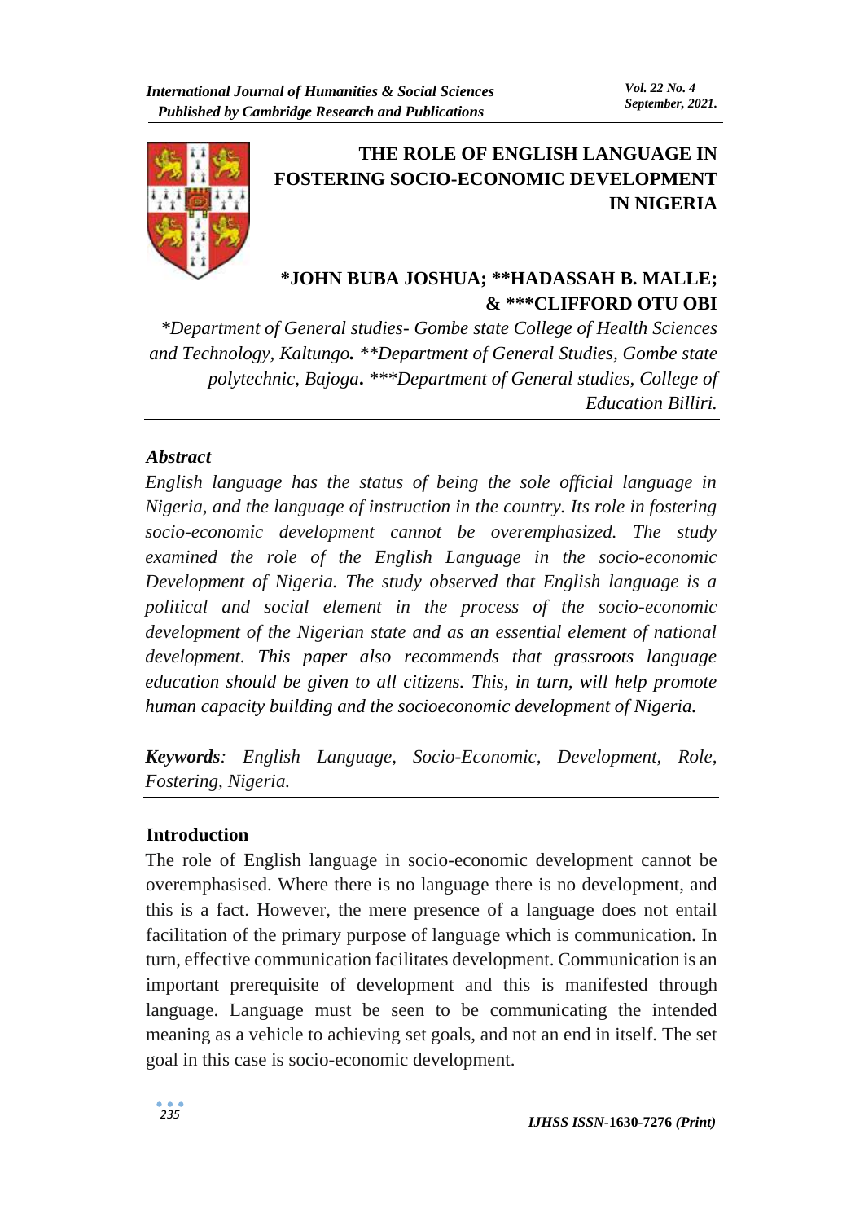# THE ROLE OF ENGLISH LANGUAGE IN FOSTERING SOCIO-ECONOMIC DEVELOPMENT IN NIGERIA

**\*JOHN BUBA JOSHUA; \*\*HADASSAH B. MALLE; & \*\*\*CLIFFORD OTU OBI**

*\*Department of General studies- Gombe state College of Health Sciences and Technology, Kaltungo. \*\*Department of General Studies, Gombe state polytechnic, Bajoga. \*\*\*Department of General studies, College of Education Billiri.*

## *Abstract*

*English language has the status of being the sole official language in Nigeria, and the language of instruction in the country. Its role in fostering socio-economic development cannot be overemphasized. The study examined the role of the English Language in the socio-economic Development of Nigeria. The study observed that English language is a political and social element in the process of the socio-economic development of the Nigerian state and as an essential element of national development. This paper also recommends that grassroots language education should be given to all citizens. This, in turn, will help promote human capacity building and the socioeconomic development of Nigeria.*

***Keywords****: English Language, Socio-Economic, Development, Role, Fostering, Nigeria.*

## Introduction

The role of English language in socio-economic development cannot be overemphasised. Where there is no language there is no development, and this is a fact. However, the mere presence of a language does not entail facilitation of the primary purpose of language which is communication. In turn, effective communication facilitates development. Communication is an important prerequisite of development and this is manifested through language. Language must be seen to be communicating the intended meaning as a vehicle to achieving set goals, and not an end in itself. The set goal in this case is socio-economic development.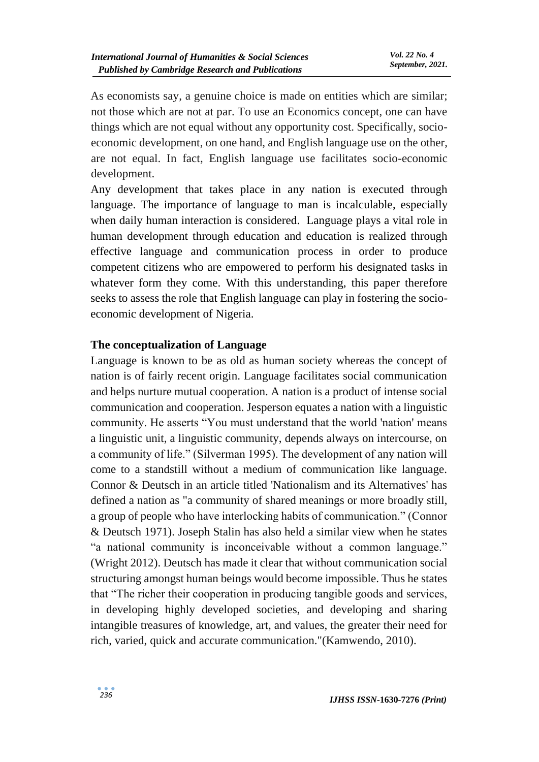As economists say, a genuine choice is made on entities which are similar; not those which are not at par. To use an Economics concept, one can have things which are not equal without any opportunity cost. Specifically, socio-economic development, on one hand, and English language use on the other, are not equal. In fact, English language use facilitates socio-economic development.

Any development that takes place in any nation is executed through language. The importance of language to man is incalculable, especially when daily human interaction is considered. Language plays a vital role in human development through education and education is realized through effective language and communication process in order to produce competent citizens who are empowered to perform his designated tasks in whatever form they come. With this understanding, this paper therefore seeks to assess the role that English language can play in fostering the socio-economic development of Nigeria.

## The conceptualization of Language

Language is known to be as old as human society whereas the concept of nation is of fairly recent origin. Language facilitates social communication and helps nurture mutual cooperation. A nation is a product of intense social communication and cooperation. Jesperson equates a nation with a linguistic community. He asserts "You must understand that the world 'nation' means a linguistic unit, a linguistic community, depends always on intercourse, on a community of life." (Silverman 1995). The development of any nation will come to a standstill without a medium of communication like language. Connor & Deutsch in an article titled 'Nationalism and its Alternatives' has defined a nation as "a community of shared meanings or more broadly still, a group of people who have interlocking habits of communication." (Connor & Deutsch 1971). Joseph Stalin has also held a similar view when he states "a national community is inconceivable without a common language." (Wright 2012). Deutsch has made it clear that without communication social structuring amongst human beings would become impossible. Thus he states that "The richer their cooperation in producing tangible goods and services, in developing highly developed societies, and developing and sharing intangible treasures of knowledge, art, and values, the greater their need for rich, varied, quick and accurate communication."(Kamwendo, 2010).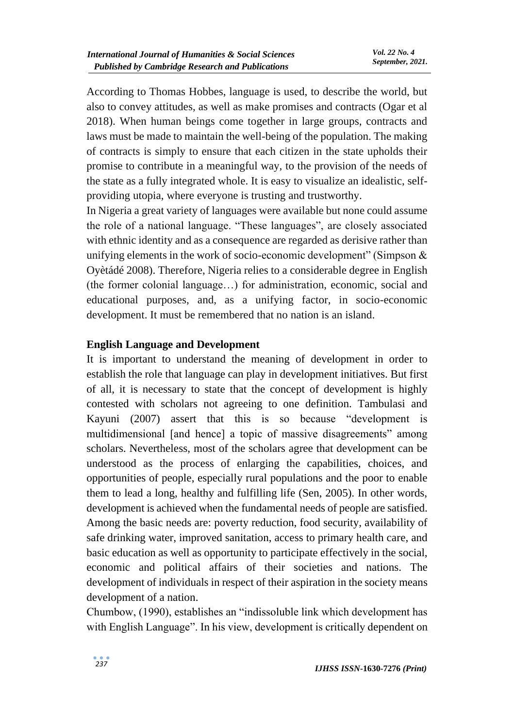According to Thomas Hobbes, language is used, to describe the world, but also to convey attitudes, as well as make promises and contracts (Ogar et al 2018). When human beings come together in large groups, contracts and laws must be made to maintain the well-being of the population. The making of contracts is simply to ensure that each citizen in the state upholds their promise to contribute in a meaningful way, to the provision of the needs of the state as a fully integrated whole. It is easy to visualize an idealistic, self-providing utopia, where everyone is trusting and trustworthy.

In Nigeria a great variety of languages were available but none could assume the role of a national language. "These languages", are closely associated with ethnic identity and as a consequence are regarded as derisive rather than unifying elements in the work of socio-economic development" (Simpson & Oyètádé 2008). Therefore, Nigeria relies to a considerable degree in English (the former colonial language…) for administration, economic, social and educational purposes, and, as a unifying factor, in socio-economic development. It must be remembered that no nation is an island.

## English Language and Development

It is important to understand the meaning of development in order to establish the role that language can play in development initiatives. But first of all, it is necessary to state that the concept of development is highly contested with scholars not agreeing to one definition. Tambulasi and Kayuni (2007) assert that this is so because "development is multidimensional [and hence] a topic of massive disagreements" among scholars. Nevertheless, most of the scholars agree that development can be understood as the process of enlarging the capabilities, choices, and opportunities of people, especially rural populations and the poor to enable them to lead a long, healthy and fulfilling life (Sen, 2005). In other words, development is achieved when the fundamental needs of people are satisfied. Among the basic needs are: poverty reduction, food security, availability of safe drinking water, improved sanitation, access to primary health care, and basic education as well as opportunity to participate effectively in the social, economic and political affairs of their societies and nations. The development of individuals in respect of their aspiration in the society means development of a nation.

Chumbow, (1990), establishes an "indissoluble link which development has with English Language". In his view, development is critically dependent on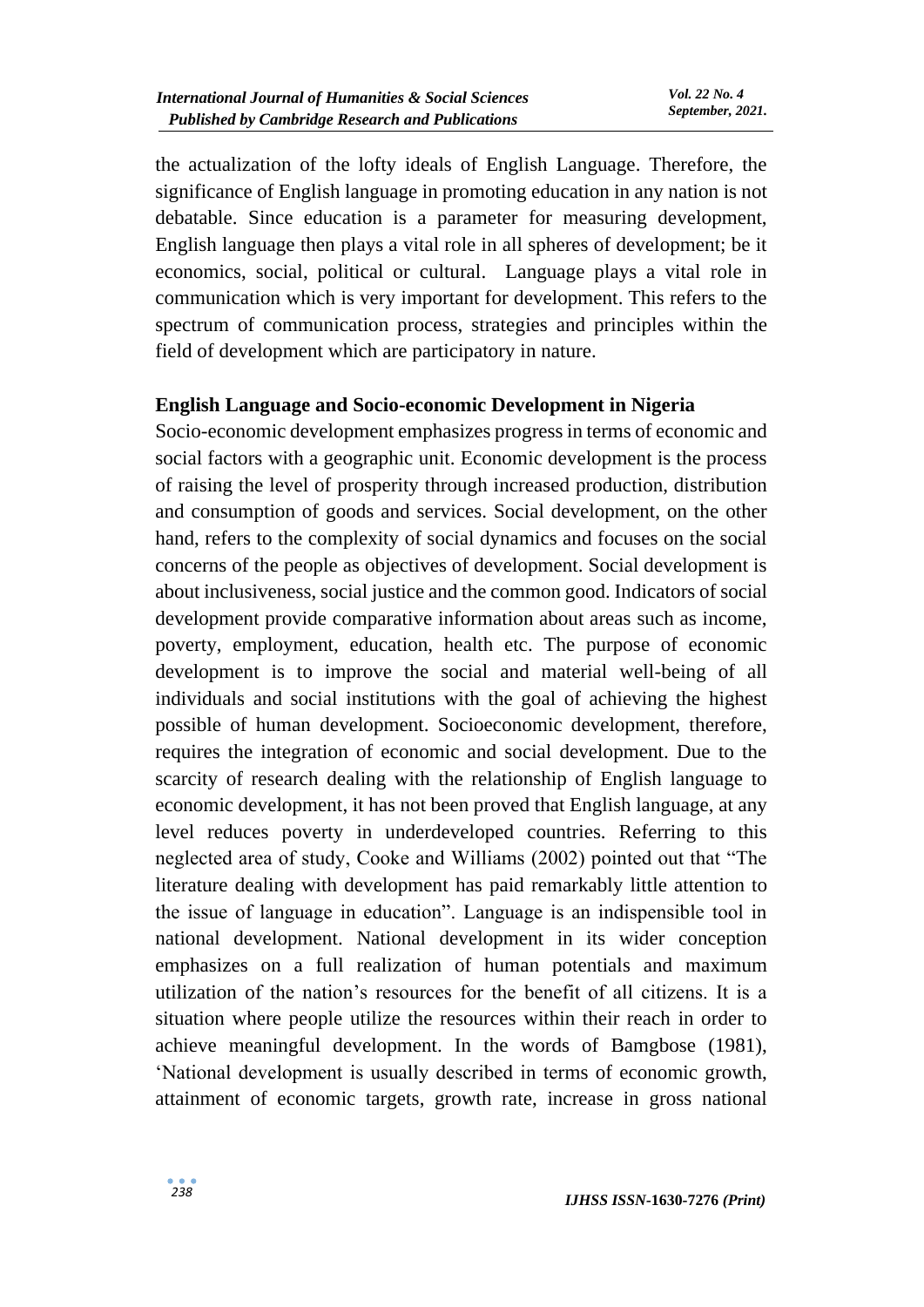the actualization of the lofty ideals of English Language. Therefore, the significance of English language in promoting education in any nation is not debatable. Since education is a parameter for measuring development, English language then plays a vital role in all spheres of development; be it economics, social, political or cultural. Language plays a vital role in communication which is very important for development. This refers to the spectrum of communication process, strategies and principles within the field of development which are participatory in nature.

## English Language and Socio-economic Development in Nigeria

Socio-economic development emphasizes progress in terms of economic and social factors with a geographic unit. Economic development is the process of raising the level of prosperity through increased production, distribution and consumption of goods and services. Social development, on the other hand, refers to the complexity of social dynamics and focuses on the social concerns of the people as objectives of development. Social development is about inclusiveness, social justice and the common good. Indicators of social development provide comparative information about areas such as income, poverty, employment, education, health etc. The purpose of economic development is to improve the social and material well-being of all individuals and social institutions with the goal of achieving the highest possible of human development. Socioeconomic development, therefore, requires the integration of economic and social development. Due to the scarcity of research dealing with the relationship of English language to economic development, it has not been proved that English language, at any level reduces poverty in underdeveloped countries. Referring to this neglected area of study, Cooke and Williams (2002) pointed out that "The literature dealing with development has paid remarkably little attention to the issue of language in education". Language is an indispensible tool in national development. National development in its wider conception emphasizes on a full realization of human potentials and maximum utilization of the nation's resources for the benefit of all citizens. It is a situation where people utilize the resources within their reach in order to achieve meaningful development. In the words of Bamgbose (1981), 'National development is usually described in terms of economic growth, attainment of economic targets, growth rate, increase in gross national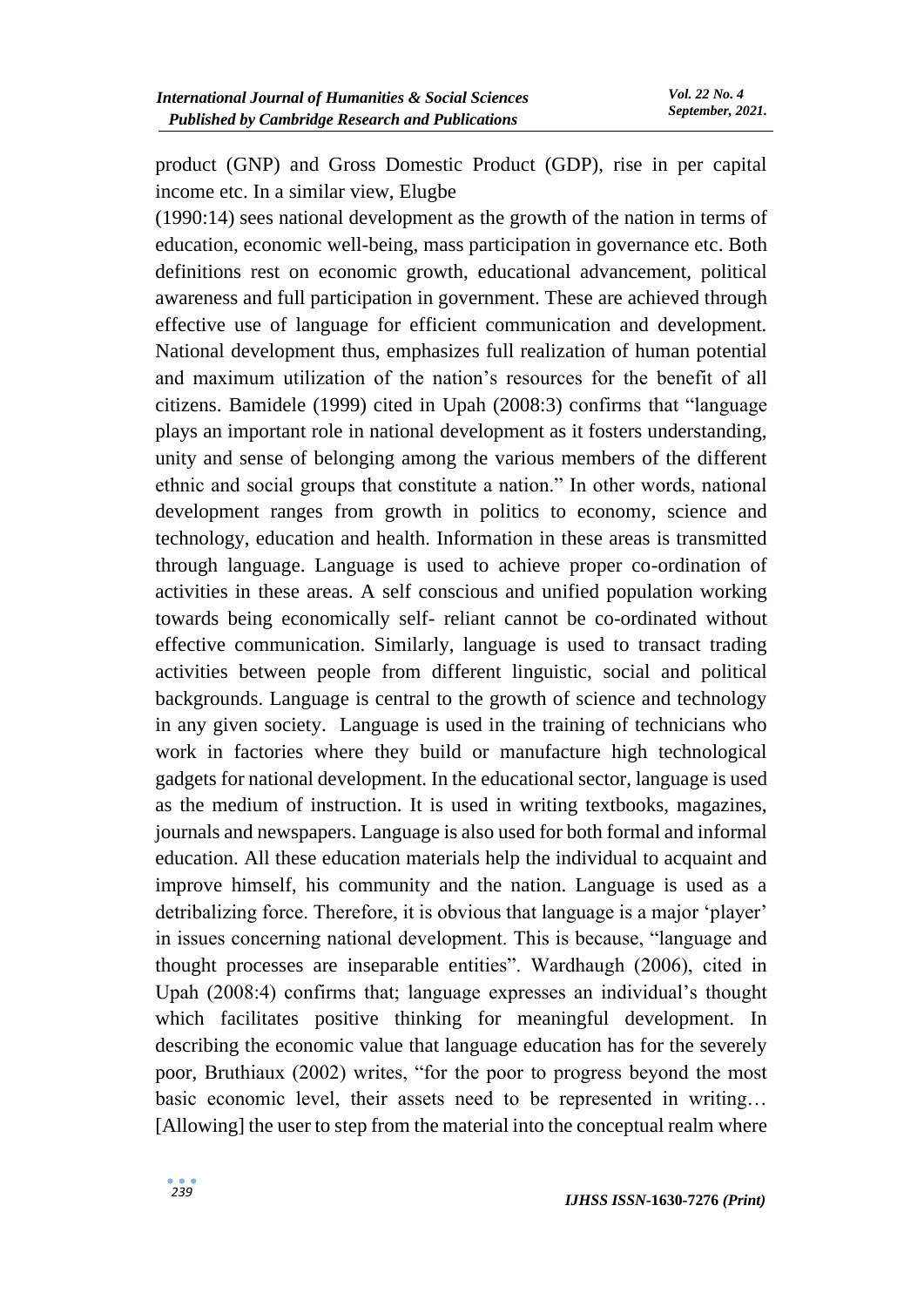product (GNP) and Gross Domestic Product (GDP), rise in per capital income etc. In a similar view, Elugbe (1990:14) sees national development as the growth of the nation in terms of education, economic well-being, mass participation in governance etc. Both definitions rest on economic growth, educational advancement, political awareness and full participation in government. These are achieved through effective use of language for efficient communication and development. National development thus, emphasizes full realization of human potential and maximum utilization of the nation's resources for the benefit of all citizens. Bamidele (1999) cited in Upah (2008:3) confirms that "language plays an important role in national development as it fosters understanding, unity and sense of belonging among the various members of the different ethnic and social groups that constitute a nation." In other words, national development ranges from growth in politics to economy, science and technology, education and health. Information in these areas is transmitted through language. Language is used to achieve proper co-ordination of activities in these areas. A self conscious and unified population working towards being economically self- reliant cannot be co-ordinated without effective communication. Similarly, language is used to transact trading activities between people from different linguistic, social and political backgrounds. Language is central to the growth of science and technology in any given society. Language is used in the training of technicians who work in factories where they build or manufacture high technological gadgets for national development. In the educational sector, language is used as the medium of instruction. It is used in writing textbooks, magazines, journals and newspapers. Language is also used for both formal and informal education. All these education materials help the individual to acquaint and improve himself, his community and the nation. Language is used as a detribalizing force. Therefore, it is obvious that language is a major 'player' in issues concerning national development. This is because, "language and thought processes are inseparable entities". Wardhaugh (2006), cited in Upah (2008:4) confirms that; language expresses an individual's thought which facilitates positive thinking for meaningful development. In describing the economic value that language education has for the severely poor, Bruthiaux (2002) writes, "for the poor to progress beyond the most basic economic level, their assets need to be represented in writing… [Allowing] the user to step from the material into the conceptual realm where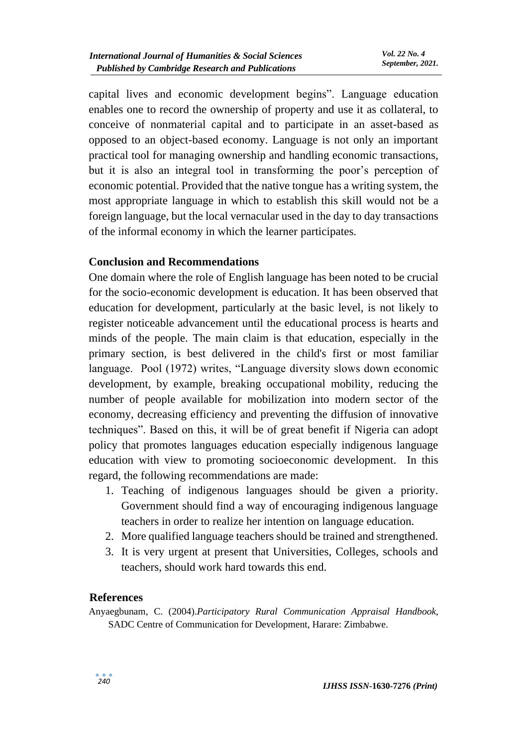capital lives and economic development begins". Language education enables one to record the ownership of property and use it as collateral, to conceive of nonmaterial capital and to participate in an asset-based as opposed to an object-based economy. Language is not only an important practical tool for managing ownership and handling economic transactions, but it is also an integral tool in transforming the poor's perception of economic potential. Provided that the native tongue has a writing system, the most appropriate language in which to establish this skill would not be a foreign language, but the local vernacular used in the day to day transactions of the informal economy in which the learner participates.

## Conclusion and Recommendations

One domain where the role of English language has been noted to be crucial for the socio-economic development is education. It has been observed that education for development, particularly at the basic level, is not likely to register noticeable advancement until the educational process is hearts and minds of the people. The main claim is that education, especially in the primary section, is best delivered in the child's first or most familiar language. Pool (1972) writes, "Language diversity slows down economic development, by example, breaking occupational mobility, reducing the number of people available for mobilization into modern sector of the economy, decreasing efficiency and preventing the diffusion of innovative techniques". Based on this, it will be of great benefit if Nigeria can adopt policy that promotes languages education especially indigenous language education with view to promoting socioeconomic development. In this regard, the following recommendations are made:

1. Teaching of indigenous languages should be given a priority. Government should find a way of encouraging indigenous language teachers in order to realize her intention on language education.
2. More qualified language teachers should be trained and strengthened.
3. It is very urgent at present that Universities, Colleges, schools and teachers, should work hard towards this end.

## References

Anyaegbunam, C. (2004).*Participatory Rural Communication Appraisal Handbook,* SADC Centre of Communication for Development, Harare: Zimbabwe.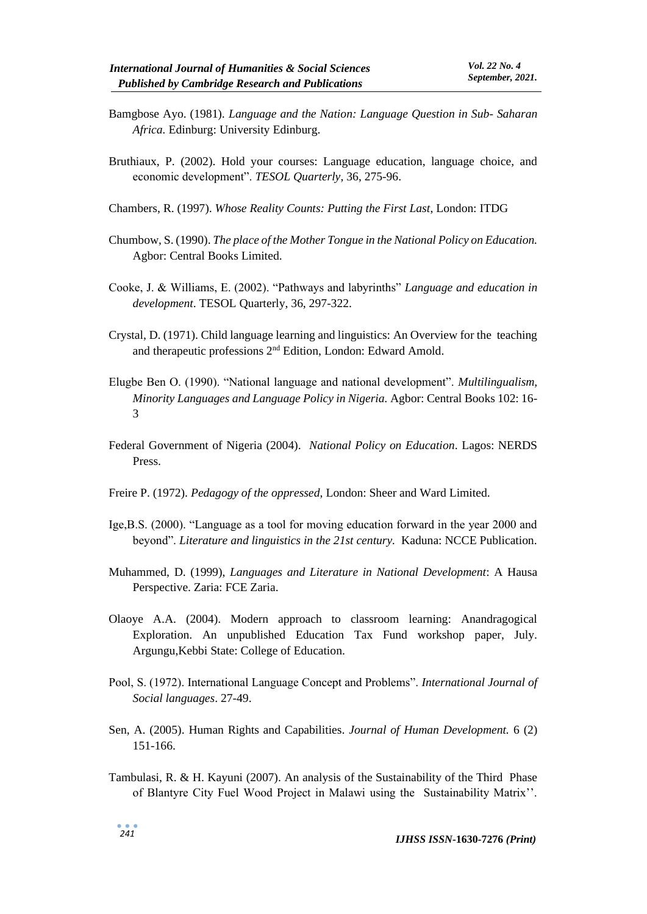Bamgbose Ayo. (1981). *Language and the Nation: Language Question in Sub- Saharan Africa*. Edinburg: University Edinburg.

Bruthiaux, P. (2002). Hold your courses: Language education, language choice, and economic development". *TESOL Quarterly*, 36, 275-96.

Chambers, R. (1997). *Whose Reality Counts: Putting the First Last*, London: ITDG

Chumbow, S. (1990). *The place of the Mother Tongue in the National Policy on Education.* Agbor: Central Books Limited.

Cooke, J. & Williams, E. (2002). "Pathways and labyrinths" *Language and education in development*. TESOL Quarterly, 36, 297-322.

Crystal, D. (1971). Child language learning and linguistics: An Overview for the teaching and therapeutic professions 2nd Edition, London: Edward Amold.

Elugbe Ben O. (1990). "National language and national development". *Multilingualism, Minority Languages and Language Policy in Nigeria*. Agbor: Central Books 102: 16-3

Federal Government of Nigeria (2004). *National Policy on Education*. Lagos: NERDS Press.

Freire P. (1972). *Pedagogy of the oppressed*, London: Sheer and Ward Limited.

Ige,B.S. (2000). "Language as a tool for moving education forward in the year 2000 and beyond". *Literature and linguistics in the 21st century.* Kaduna: NCCE Publication.

Muhammed, D. (1999), *Languages and Literature in National Development*: A Hausa Perspective. Zaria: FCE Zaria.

Olaoye A.A. (2004). Modern approach to classroom learning: Anandragogical Exploration. An unpublished Education Tax Fund workshop paper, July. Argungu,Kebbi State: College of Education.

Pool, S. (1972). International Language Concept and Problems". *International Journal of Social languages*. 27-49.

Sen, A. (2005). Human Rights and Capabilities. *Journal of Human Development.* 6 (2) 151-166.

Tambulasi, R. & H. Kayuni (2007). An analysis of the Sustainability of the Third Phase of Blantyre City Fuel Wood Project in Malawi using the Sustainability Matrix''.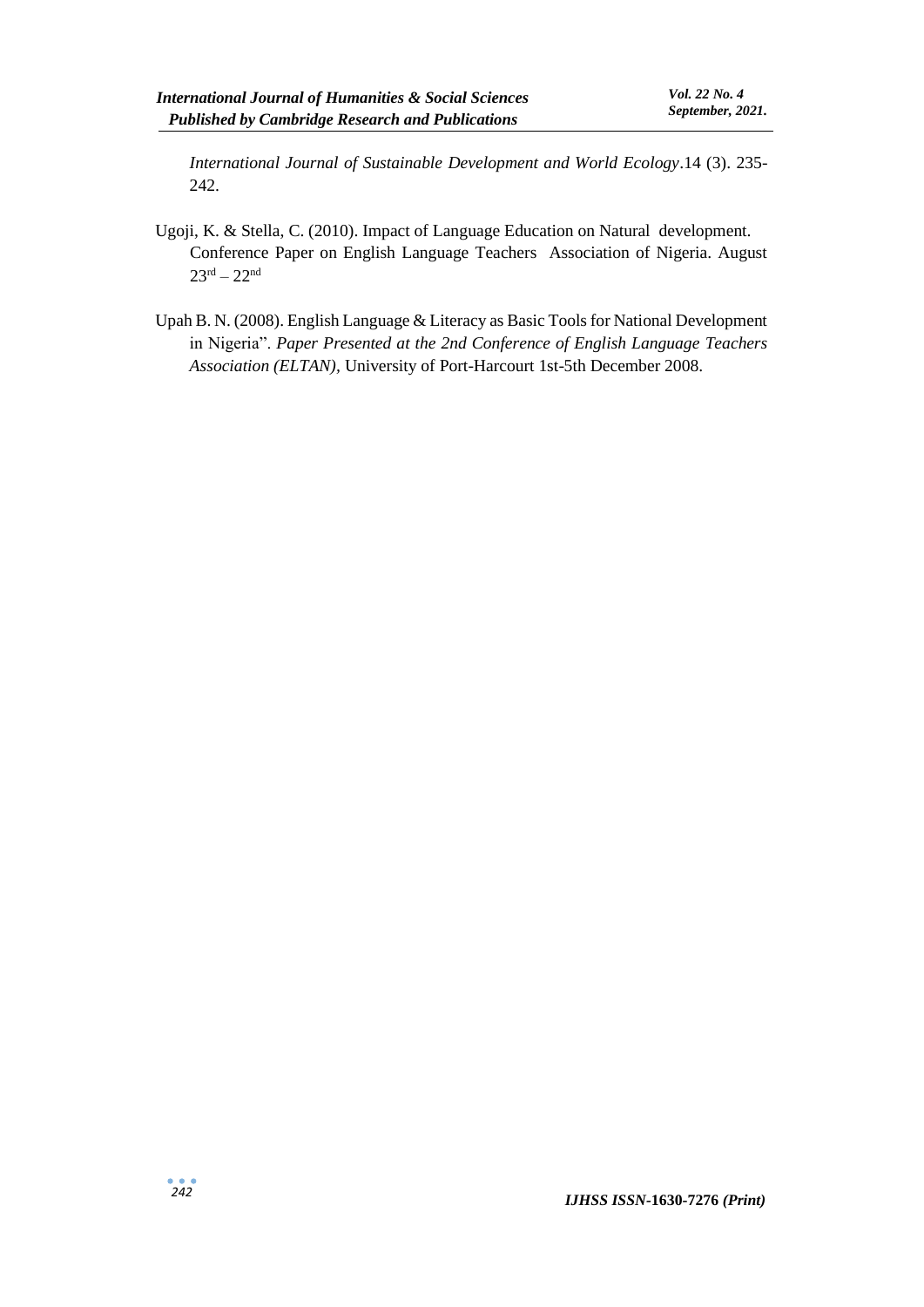*International Journal of Sustainable Development and World Ecology*.14 (3). 235-242.

Ugoji, K. & Stella, C. (2010). Impact of Language Education on Natural development. Conference Paper on English Language Teachers Association of Nigeria. August 23rd – 22nd

Upah B. N. (2008). English Language & Literacy as Basic Tools for National Development in Nigeria". *Paper Presented at the 2nd Conference of English Language Teachers Association (ELTAN)*, University of Port-Harcourt 1st-5th December 2008.